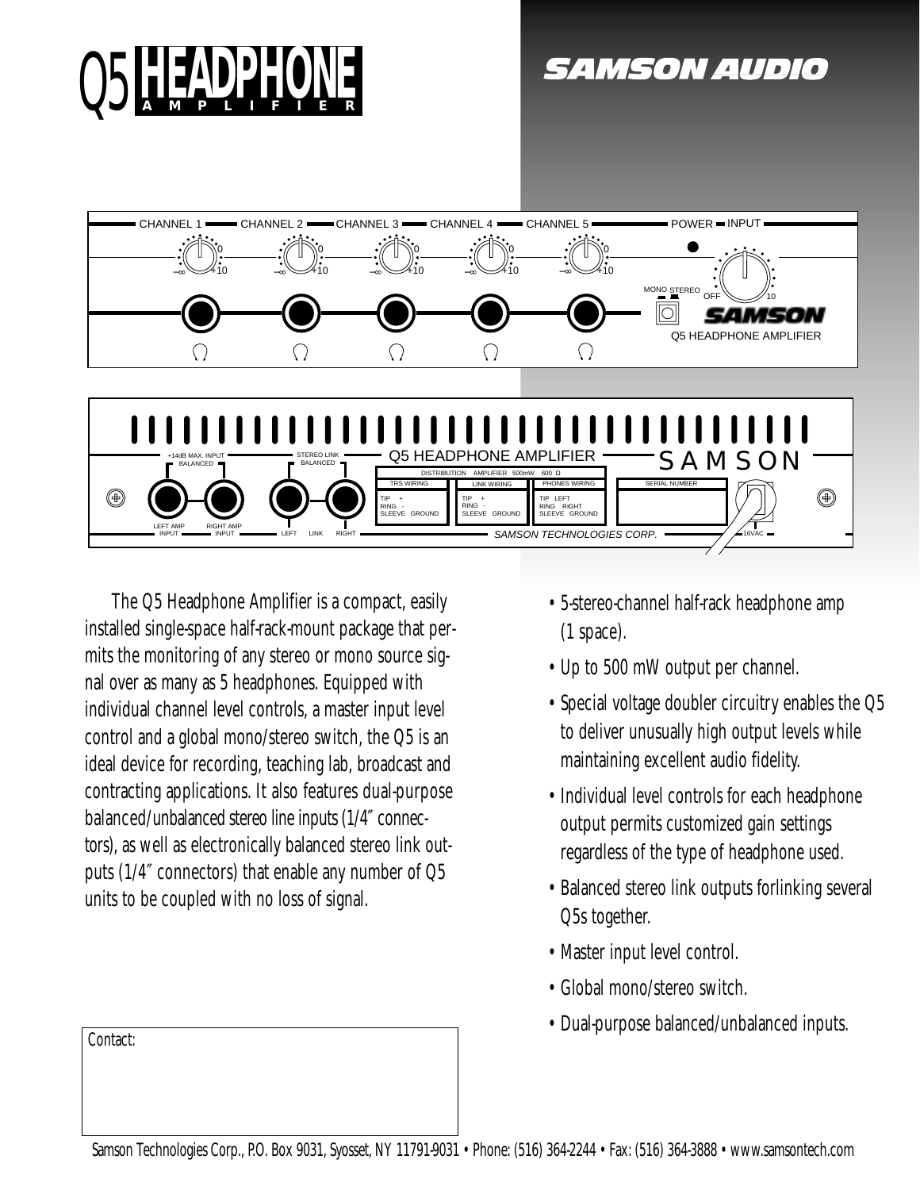# Q5 HEADPHONE AMPLIFIER

## SAMSON AUDIO

CHANNEL 1 — CHANNEL 2 — CHANNEL 3 — CHANNEL 4 — CHANNEL 5 — POWER — INPUT

MONO STEREO

SAMSON

Q5 HEADPHONE AMPLIFIER

+14dB MAX. INPUT BALANCED — STEREO LINK BALANCED — Q5 HEADPHONE AMPLIFIER — SAMSON

DISTRIBUTION AMPLIFIER 500mW 600 Ω

| TRS WIRING | LINK WIRING | PHONES WIRING | SERIAL NUMBER |
|---|---|---|---|
| TIP + RING - SLEEVE GROUND | TIP + RING - SLEEVE GROUND | TIP LEFT RING RIGHT SLEEVE GROUND | |

LEFT AMP INPUT — RIGHT AMP INPUT — LEFT LINK RIGHT — SAMSON TECHNOLOGIES CORP. — 16VAC

The Q5 Headphone Amplifier is a compact, easily installed single-space half-rack-mount package that permits the monitoring of any stereo or mono source signal over as many as 5 headphones. Equipped with individual channel level controls, a master input level control and a global mono/stereo switch, the Q5 is an ideal device for recording, teaching lab, broadcast and contracting applications. It also features dual-purpose balanced/unbalanced stereo line inputs (1/4″ connectors), as well as electronically balanced stereo link outputs (1/4″ connectors) that enable any number of Q5 units to be coupled with no loss of signal.

- 5-stereo-channel half-rack headphone amp (1 space).
- Up to 500 mW output per channel.
- Special voltage doubler circuitry enables the Q5 to deliver unusually high output levels while maintaining excellent audio fidelity.
- Individual level controls for each headphone output permits customized gain settings regardless of the type of headphone used.
- Balanced stereo link outputs forlinking several Q5s together.
- Master input level control.
- Global mono/stereo switch.
- Dual-purpose balanced/unbalanced inputs.

Contact:

Samson Technologies Corp., P.O. Box 9031, Syosset, NY 11791-9031 • Phone: (516) 364-2244 • Fax: (516) 364-3888 • www.samsontech.com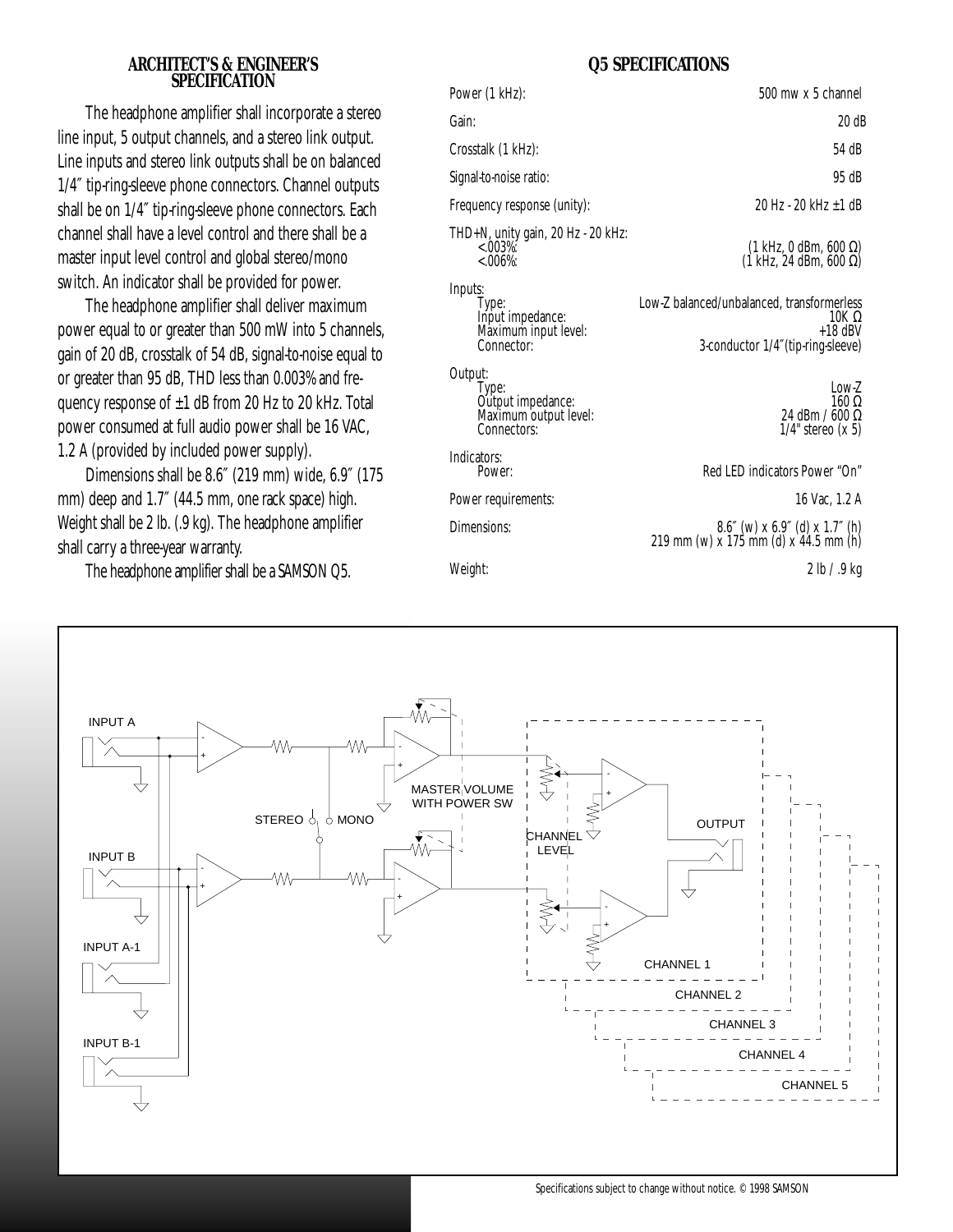## ARCHITECT'S & ENGINEER'S SPECIFICATION

The headphone amplifier shall incorporate a stereo line input, 5 output channels, and a stereo link output. Line inputs and stereo link outputs shall be on balanced 1/4″ tip-ring-sleeve phone connectors. Channel outputs shall be on 1/4″ tip-ring-sleeve phone connectors. Each channel shall have a level control and there shall be a master input level control and global stereo/mono switch. An indicator shall be provided for power.

The headphone amplifier shall deliver maximum power equal to or greater than 500 mW into 5 channels, gain of 20 dB, crosstalk of 54 dB, signal-to-noise equal to or greater than 95 dB, THD less than 0.003% and frequency response of ±1 dB from 20 Hz to 20 kHz. Total power consumed at full audio power shall be 16 VAC, 1.2 A (provided by included power supply).

Dimensions shall be 8.6″ (219 mm) wide, 6.9″ (175 mm) deep and 1.7″ (44.5 mm, one rack space) high. Weight shall be 2 lb. (.9 kg). The headphone amplifier shall carry a three-year warranty.

The headphone amplifier shall be a SAMSON Q5.

## Q5 SPECIFICATIONS

| | |
|---|---|
| Power (1 kHz): | 500 mw x 5 channel |
| Gain: | 20 dB |
| Crosstalk (1 kHz): | 54 dB |
| Signal-to-noise ratio: | 95 dB |
| Frequency response (unity): | 20 Hz - 20 kHz ±1 dB |
| THD+N, unity gain, 20 Hz - 20 kHz: | |
| <.003%: | (1 kHz, 0 dBm, 600 Ω) |
| <.006%: | (1 kHz, 24 dBm, 600 Ω) |
| Inputs: | |
| Type: | Low-Z balanced/unbalanced, transformerless |
| Input impedance: | 10K Ω |
| Maximum input level: | +18 dBV |
| Connector: | 3-conductor 1/4″(tip-ring-sleeve) |
| Output: | |
| Type: | Low-Z |
| Output impedance: | 160 Ω |
| Maximum output level: | 24 dBm / 600 Ω |
| Connectors: | 1/4" stereo (x 5) |
| Indicators: | |
| Power: | Red LED indicators Power "On" |
| Power requirements: | 16 Vac, 1.2 A |
| Dimensions: | 8.6″ (w) x 6.9″ (d) x 1.7″ (h) 219 mm (w) x 175 mm (d) x 44.5 mm (h) |
| Weight: | 2 lb / .9 kg |

INPUT A
INPUT B
INPUT A-1
INPUT B-1
STEREO
MONO
MASTER VOLUME WITH POWER SW
CHANNEL LEVEL
OUTPUT
CHANNEL 1
CHANNEL 2
CHANNEL 3
CHANNEL 4
CHANNEL 5

Specifications subject to change without notice. © 1998 SAMSON